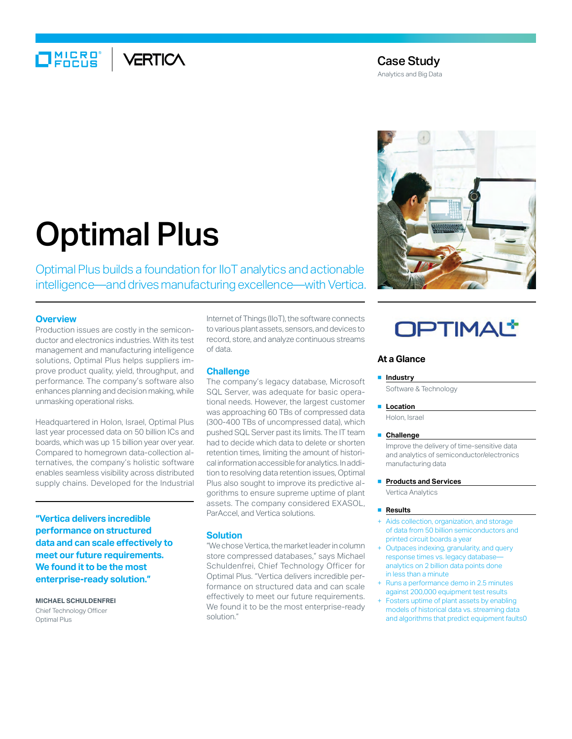# Case Study

Analytics and Big Data

# Optimal Plus

Optimal Plus builds a foundation for IIoT analytics and actionable intelligence—and drives manufacturing excellence—with Vertica.

## Overview

Production issues are costly in the semiconductor and electronics industries. With its test management and manufacturing intelligence solutions, Optimal Plus helps suppliers improve product quality, yield, throughput, and performance. The company's software also enhances planning and decision making, while unmasking operational risks.

Headquartered in Holon, Israel, Optimal Plus last year processed data on 50 billion ICs and boards, which was up 15 billion year over year. Compared to homegrown data-collection alternatives, the company's holistic software enables seamless visibility across distributed supply chains. Developed for the Industrial Internet of Things (IIoT), the software connects to various plant assets, sensors, and devices to record, store, and analyze continuous streams of data.

> **"Vertica delivers incredible performance on structured data and can scale effectively to meet our future requirements. We found it to be the most enterprise-ready solution."**
>
> **MICHAEL SCHULDENFREI**
> Chief Technology Officer
> Optimal Plus

## Challenge

The company's legacy database, Microsoft SQL Server, was adequate for basic operational needs. However, the largest customer was approaching 60 TBs of compressed data (300-400 TBs of uncompressed data), which pushed SQL Server past its limits. The IT team had to decide which data to delete or shorten retention times, limiting the amount of historical information accessible for analytics. In addition to resolving data retention issues, Optimal Plus also sought to improve its predictive algorithms to ensure supreme uptime of plant assets. The company considered EXASOL, ParAccel, and Vertica solutions.

## Solution

"We chose Vertica, the market leader in column store compressed databases," says Michael Schuldenfrei, Chief Technology Officer for Optimal Plus. "Vertica delivers incredible performance on structured data and can scale effectively to meet our future requirements. We found it to be the most enterprise-ready solution."

## At a Glance

- **Industry**
  Software & Technology
- **Location**
  Holon, Israel
- **Challenge**
  Improve the delivery of time-sensitive data and analytics of semiconductor/electronics manufacturing data
- **Products and Services**
  Vertica Analytics
- **Results**
  + Aids collection, organization, and storage of data from 50 billion semiconductors and printed circuit boards a year
  + Outpaces indexing, granularity, and query response times vs. legacy database—analytics on 2 billion data points done in less than a minute
  + Runs a performance demo in 2.5 minutes against 200,000 equipment test results
  + Fosters uptime of plant assets by enabling models of historical data vs. streaming data and algorithms that predict equipment faults0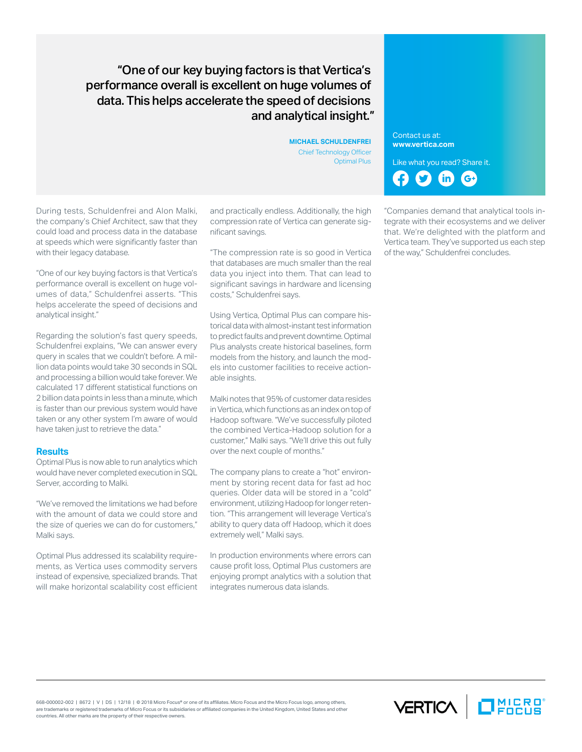> "One of our key buying factors is that Vertica's performance overall is excellent on huge volumes of data. This helps accelerate the speed of decisions and analytical insight."
>
> **MICHAEL SCHULDENFREI**
> Chief Technology Officer
> Optimal Plus

Contact us at:
**www.vertica.com**

Like what you read? Share it.

During tests, Schuldenfrei and Alon Malki, the company's Chief Architect, saw that they could load and process data in the database at speeds which were significantly faster than with their legacy database.

"One of our key buying factors is that Vertica's performance overall is excellent on huge volumes of data," Schuldenfrei asserts. "This helps accelerate the speed of decisions and analytical insight."

Regarding the solution's fast query speeds, Schuldenfrei explains, "We can answer every query in scales that we couldn't before. A million data points would take 30 seconds in SQL and processing a billion would take forever. We calculated 17 different statistical functions on 2 billion data points in less than a minute, which is faster than our previous system would have taken or any other system I'm aware of would have taken just to retrieve the data."

## Results

Optimal Plus is now able to run analytics which would have never completed execution in SQL Server, according to Malki.

"We've removed the limitations we had before with the amount of data we could store and the size of queries we can do for customers," Malki says.

Optimal Plus addressed its scalability requirements, as Vertica uses commodity servers instead of expensive, specialized brands. That will make horizontal scalability cost efficient and practically endless. Additionally, the high compression rate of Vertica can generate significant savings.

"The compression rate is so good in Vertica that databases are much smaller than the real data you inject into them. That can lead to significant savings in hardware and licensing costs," Schuldenfrei says.

Using Vertica, Optimal Plus can compare historical data with almost-instant test information to predict faults and prevent downtime. Optimal Plus analysts create historical baselines, form models from the history, and launch the models into customer facilities to receive actionable insights.

Malki notes that 95% of customer data resides in Vertica, which functions as an index on top of Hadoop software. "We've successfully piloted the combined Vertica-Hadoop solution for a customer," Malki says. "We'll drive this out fully over the next couple of months."

The company plans to create a "hot" environment by storing recent data for fast ad hoc queries. Older data will be stored in a "cold" environment, utilizing Hadoop for longer retention. "This arrangement will leverage Vertica's ability to query data off Hadoop, which it does extremely well," Malki says.

In production environments where errors can cause profit loss, Optimal Plus customers are enjoying prompt analytics with a solution that integrates numerous data islands.

"Companies demand that analytical tools integrate with their ecosystems and we deliver that. We're delighted with the platform and Vertica team. They've supported us each step of the way," Schuldenfrei concludes.

668-000002-002 | 8672 | V | DS | 12/18 | © 2018 Micro Focus® or one of its affiliates. Micro Focus and the Micro Focus logo, among others, are trademarks or registered trademarks of Micro Focus or its subsidiaries or affiliated companies in the United Kingdom, United States and other countries. All other marks are the property of their respective owners.